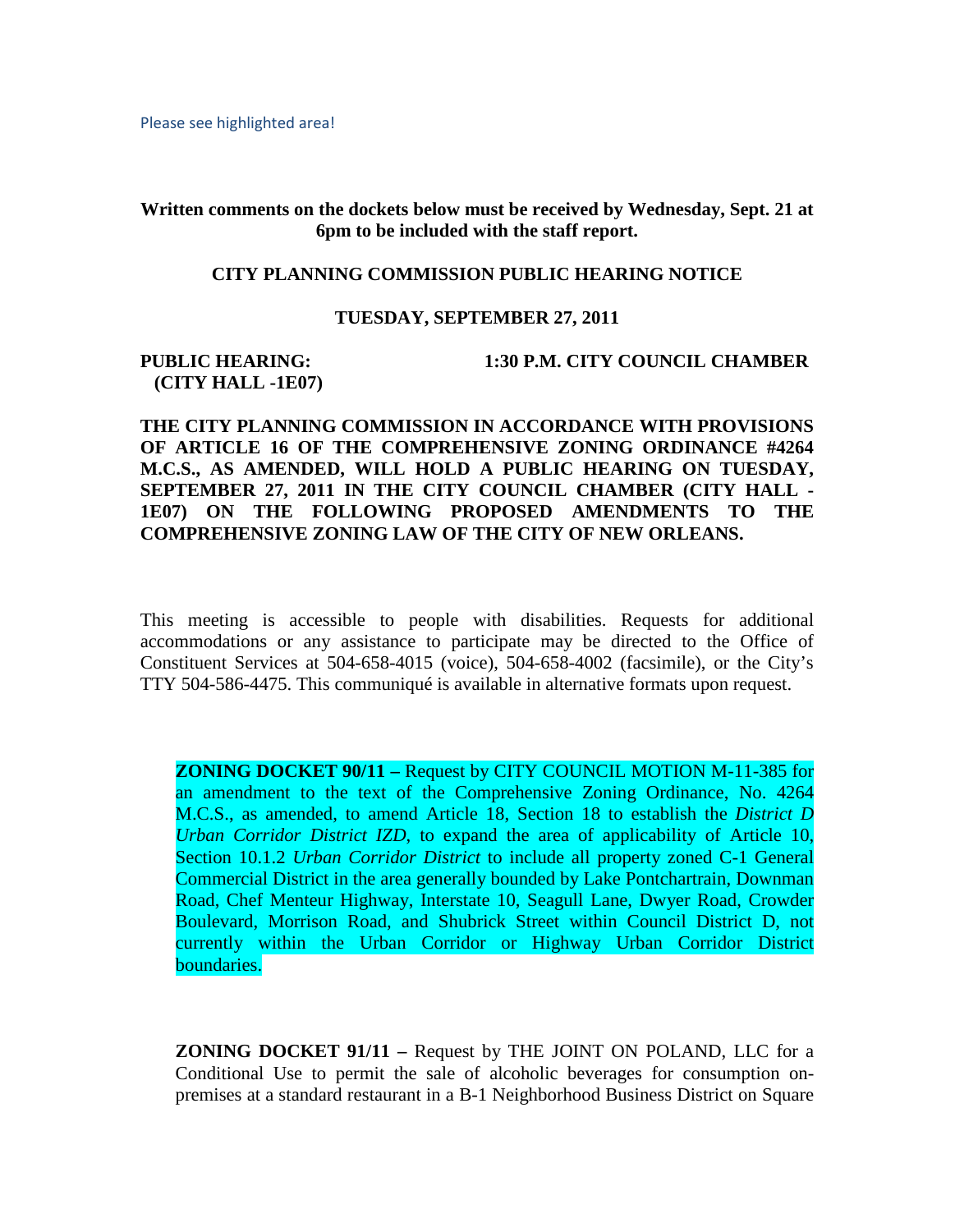Please see highlighted area!

**Written comments on the dockets below must be received by Wednesday, Sept. 21 at 6pm to be included with the staff report.**

**CITY PLANNING COMMISSION PUBLIC HEARING NOTICE**

**TUESDAY, SEPTEMBER 27, 2011**

**PUBLIC HEARING: 1:30 P.M. CITY COUNCIL CHAMBER (CITY HALL -1E07)**

**THE CITY PLANNING COMMISSION IN ACCORDANCE WITH PROVISIONS OF ARTICLE 16 OF THE COMPREHENSIVE ZONING ORDINANCE #4264 M.C.S., AS AMENDED, WILL HOLD A PUBLIC HEARING ON TUESDAY, SEPTEMBER 27, 2011 IN THE CITY COUNCIL CHAMBER (CITY HALL - 1E07) ON THE FOLLOWING PROPOSED AMENDMENTS TO THE COMPREHENSIVE ZONING LAW OF THE CITY OF NEW ORLEANS.**

This meeting is accessible to people with disabilities. Requests for additional accommodations or any assistance to participate may be directed to the Office of Constituent Services at 504-658-4015 (voice), 504-658-4002 (facsimile), or the City's TTY 504-586-4475. This communiqué is available in alternative formats upon request.

**ZONING DOCKET 90/11 –** Request by CITY COUNCIL MOTION M-11-385 for an amendment to the text of the Comprehensive Zoning Ordinance, No. 4264 M.C.S., as amended, to amend Article 18, Section 18 to establish the *District D Urban Corridor District IZD*, to expand the area of applicability of Article 10, Section 10.1.2 *Urban Corridor District* to include all property zoned C-1 General Commercial District in the area generally bounded by Lake Pontchartrain, Downman Road, Chef Menteur Highway, Interstate 10, Seagull Lane, Dwyer Road, Crowder Boulevard, Morrison Road, and Shubrick Street within Council District D, not currently within the Urban Corridor or Highway Urban Corridor District boundaries.

**ZONING DOCKET 91/11 –** Request by THE JOINT ON POLAND, LLC for a Conditional Use to permit the sale of alcoholic beverages for consumption on-premises at a standard restaurant in a B-1 Neighborhood Business District on Square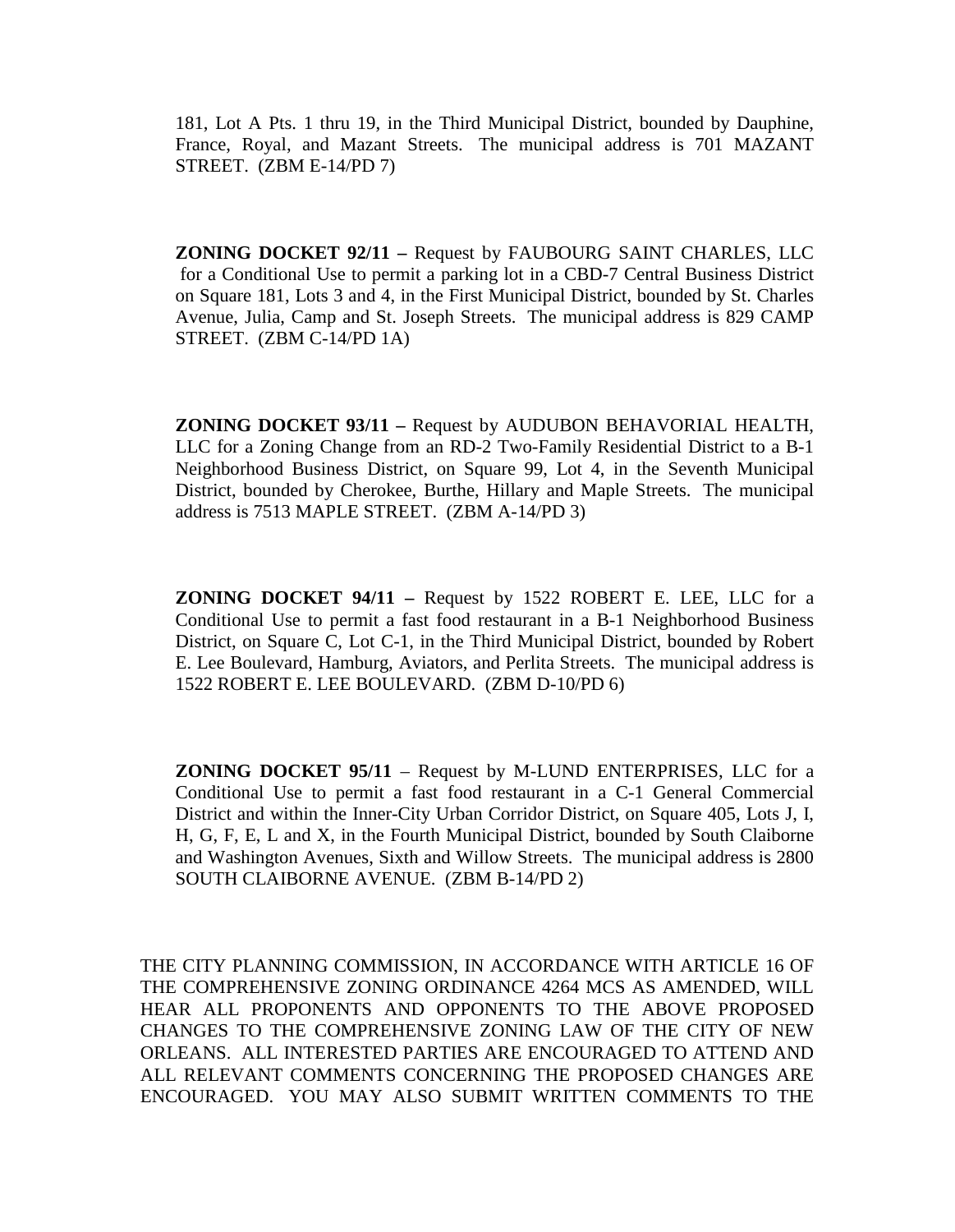181, Lot A Pts. 1 thru 19, in the Third Municipal District, bounded by Dauphine, France, Royal, and Mazant Streets. The municipal address is 701 MAZANT STREET. (ZBM E-14/PD 7)

**ZONING DOCKET 92/11 –** Request by FAUBOURG SAINT CHARLES, LLC for a Conditional Use to permit a parking lot in a CBD-7 Central Business District on Square 181, Lots 3 and 4, in the First Municipal District, bounded by St. Charles Avenue, Julia, Camp and St. Joseph Streets. The municipal address is 829 CAMP STREET. (ZBM C-14/PD 1A)

**ZONING DOCKET 93/11 –** Request by AUDUBON BEHAVORIAL HEALTH, LLC for a Zoning Change from an RD-2 Two-Family Residential District to a B-1 Neighborhood Business District, on Square 99, Lot 4, in the Seventh Municipal District, bounded by Cherokee, Burthe, Hillary and Maple Streets. The municipal address is 7513 MAPLE STREET. (ZBM A-14/PD 3)

**ZONING DOCKET 94/11 –** Request by 1522 ROBERT E. LEE, LLC for a Conditional Use to permit a fast food restaurant in a B-1 Neighborhood Business District, on Square C, Lot C-1, in the Third Municipal District, bounded by Robert E. Lee Boulevard, Hamburg, Aviators, and Perlita Streets. The municipal address is 1522 ROBERT E. LEE BOULEVARD. (ZBM D-10/PD 6)

**ZONING DOCKET 95/11** – Request by M-LUND ENTERPRISES, LLC for a Conditional Use to permit a fast food restaurant in a C-1 General Commercial District and within the Inner-City Urban Corridor District, on Square 405, Lots J, I, H, G, F, E, L and X, in the Fourth Municipal District, bounded by South Claiborne and Washington Avenues, Sixth and Willow Streets. The municipal address is 2800 SOUTH CLAIBORNE AVENUE. (ZBM B-14/PD 2)

THE CITY PLANNING COMMISSION, IN ACCORDANCE WITH ARTICLE 16 OF THE COMPREHENSIVE ZONING ORDINANCE 4264 MCS AS AMENDED, WILL HEAR ALL PROPONENTS AND OPPONENTS TO THE ABOVE PROPOSED CHANGES TO THE COMPREHENSIVE ZONING LAW OF THE CITY OF NEW ORLEANS. ALL INTERESTED PARTIES ARE ENCOURAGED TO ATTEND AND ALL RELEVANT COMMENTS CONCERNING THE PROPOSED CHANGES ARE ENCOURAGED. YOU MAY ALSO SUBMIT WRITTEN COMMENTS TO THE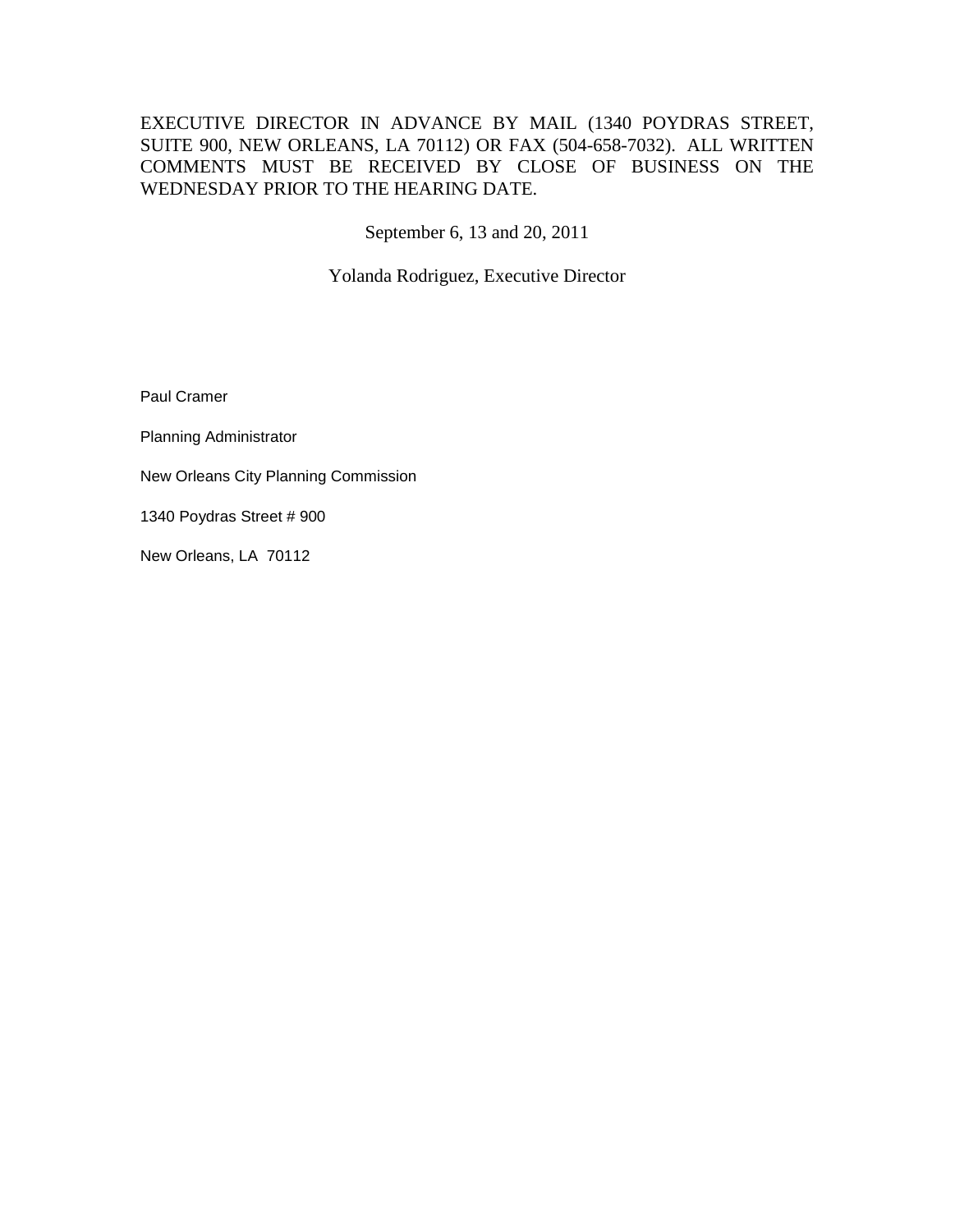EXECUTIVE DIRECTOR IN ADVANCE BY MAIL (1340 POYDRAS STREET, SUITE 900, NEW ORLEANS, LA 70112) OR FAX (504-658-7032). ALL WRITTEN COMMENTS MUST BE RECEIVED BY CLOSE OF BUSINESS ON THE WEDNESDAY PRIOR TO THE HEARING DATE.

September 6, 13 and 20, 2011

Yolanda Rodriguez, Executive Director

Paul Cramer

Planning Administrator

New Orleans City Planning Commission

1340 Poydras Street # 900

New Orleans, LA 70112